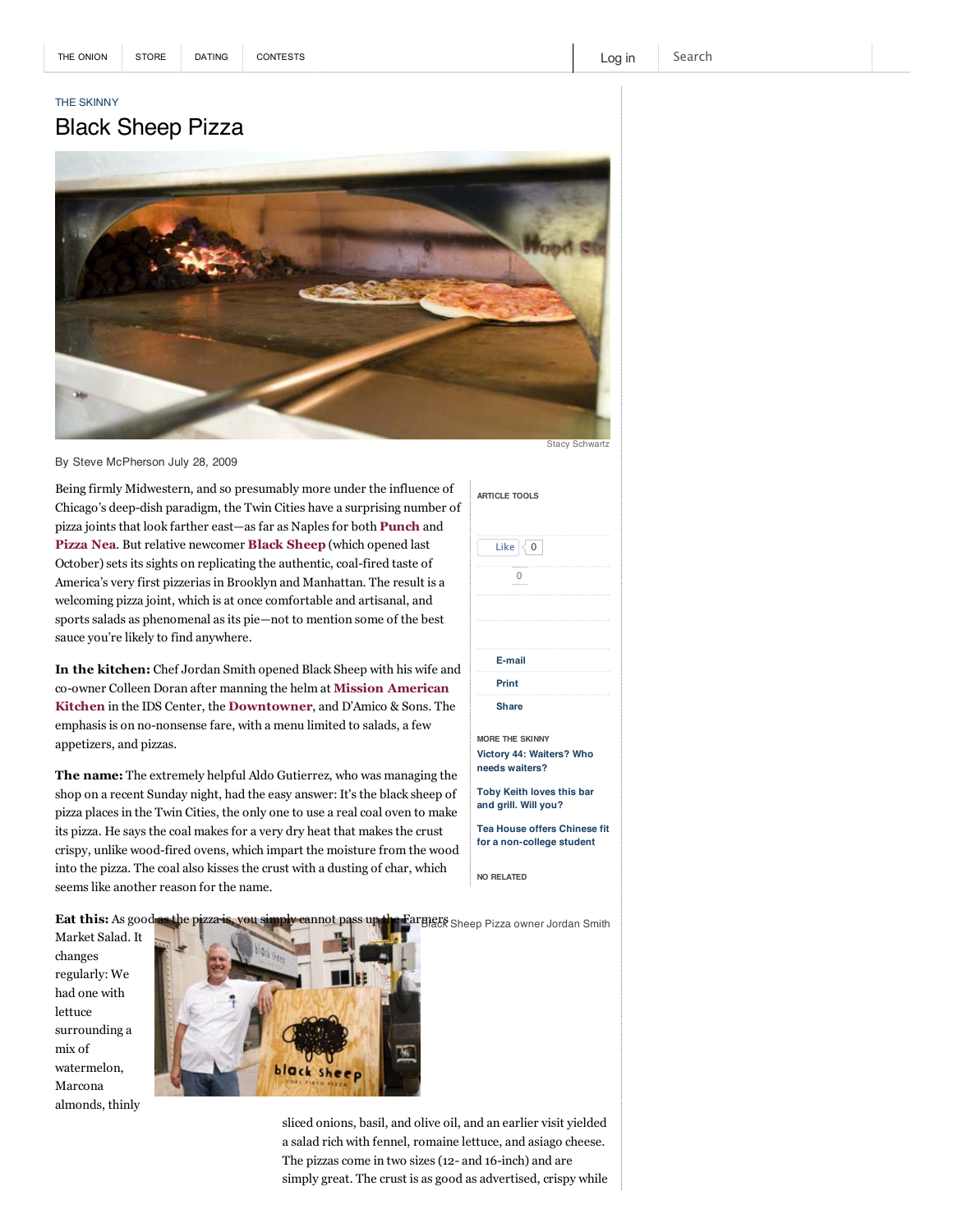THE SKINNY

# Black Sheep Pizza

Stacy Schwartz

By Steve McPherson July 28, 2009

Being firmly Midwestern, and so presumably more under the influence of Chicago's deep-dish paradigm, the Twin Cities have a surprising number of pizza joints that look farther east—as far as Naples for both **Punch** and **Pizza Nea**. But relative newcomer **Black Sheep** (which opened last October) sets its sights on replicating the authentic, coal-fired taste of America's very first pizzerias in Brooklyn and Manhattan. The result is a welcoming pizza joint, which is at once comfortable and artisanal, and sports salads as phenomenal as its pie—not to mention some of the best sauce you're likely to find anywhere.

**In the kitchen:** Chef Jordan Smith opened Black Sheep with his wife and co-owner Colleen Doran after manning the helm at **Mission American Kitchen** in the IDS Center, the **Downtowner**, and D'Amico & Sons. The emphasis is on no-nonsense fare, with a menu limited to salads, a few appetizers, and pizzas.

**The name:** The extremely helpful Aldo Gutierrez, who was managing the shop on a recent Sunday night, had the easy answer: It's the black sheep of pizza places in the Twin Cities, the only one to use a real coal oven to make its pizza. He says the coal makes for a very dry heat that makes the crust crispy, unlike wood-fired ovens, which impart the moisture from the wood into the pizza. The coal also kisses the crust with a dusting of char, which seems like another reason for the name.

**Eat this:** As good as the pizza is, you simply cannot pass up the Farmers Market Salad. It changes regularly: We had one with lettuce surrounding a mix of watermelon, Marcona almonds, thinly sliced onions, basil, and olive oil, and an earlier visit yielded a salad rich with fennel, romaine lettuce, and asiago cheese. The pizzas come in two sizes (12- and 16-inch) and are simply great. The crust is as good as advertised, crispy while

Black Sheep Pizza owner Jordan Smith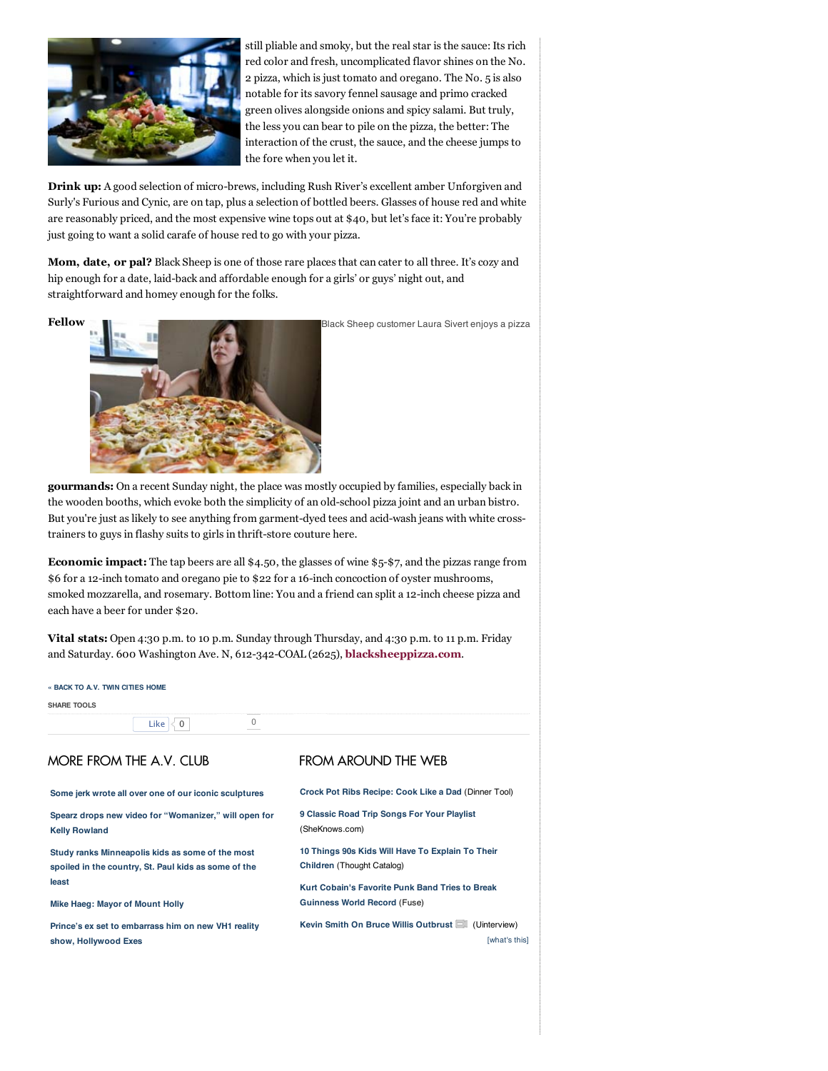still pliable and smoky, but the real star is the sauce: Its rich red color and fresh, uncomplicated flavor shines on the No. 2 pizza, which is just tomato and oregano. The No. 5 is also notable for its savory fennel sausage and primo cracked green olives alongside onions and spicy salami. But truly, the less you can bear to pile on the pizza, the better: The interaction of the crust, the sauce, and the cheese jumps to the fore when you let it.

**Drink up:** A good selection of micro-brews, including Rush River's excellent amber Unforgiven and Surly's Furious and Cynic, are on tap, plus a selection of bottled beers. Glasses of house red and white are reasonably priced, and the most expensive wine tops out at $40, but let's face it: You're probably just going to want a solid carafe of house red to go with your pizza.

**Mom, date, or pal?** Black Sheep is one of those rare places that can cater to all three. It's cozy and hip enough for a date, laid-back and affordable enough for a girls' or guys' night out, and straightforward and homey enough for the folks.

Black Sheep customer Laura Sivert enjoys a pizza

**Fellow gourmands:** On a recent Sunday night, the place was mostly occupied by families, especially back in the wooden booths, which evoke both the simplicity of an old-school pizza joint and an urban bistro. But you're just as likely to see anything from garment-dyed tees and acid-wash jeans with white cross-trainers to guys in flashy suits to girls in thrift-store couture here.

**Economic impact:** The tap beers are all $4.50, the glasses of wine $5-$7, and the pizzas range from $6 for a 12-inch tomato and oregano pie to $22 for a 16-inch concoction of oyster mushrooms, smoked mozzarella, and rosemary. Bottom line: You and a friend can split a 12-inch cheese pizza and each have a beer for under $20.

**Vital stats:** Open 4:30 p.m. to 10 p.m. Sunday through Thursday, and 4:30 p.m. to 11 p.m. Friday and Saturday. 600 Washington Ave. N, 612-342-COAL (2625), **blacksheeppizza.com**.

« BACK TO A.V. TWIN CITIES HOME

SHARE TOOLS

Like 0 0

## MORE FROM THE A.V. CLUB

- Some jerk wrote all over one of our iconic sculptures
- Spearz drops new video for "Womanizer," will open for Kelly Rowland
- Study ranks Minneapolis kids as some of the most spoiled in the country, St. Paul kids as some of the least
- Mike Haeg: Mayor of Mount Holly
- Prince's ex set to embarrass him on new VH1 reality show, Hollywood Exes

## FROM AROUND THE WEB

- Crock Pot Ribs Recipe: Cook Like a Dad (Dinner Tool)
- 9 Classic Road Trip Songs For Your Playlist (SheKnows.com)
- 10 Things 90s Kids Will Have To Explain To Their Children (Thought Catalog)
- Kurt Cobain's Favorite Punk Band Tries to Break Guinness World Record (Fuse)
- Kevin Smith On Bruce Willis Outbrust (Uinterview)

[what's this]